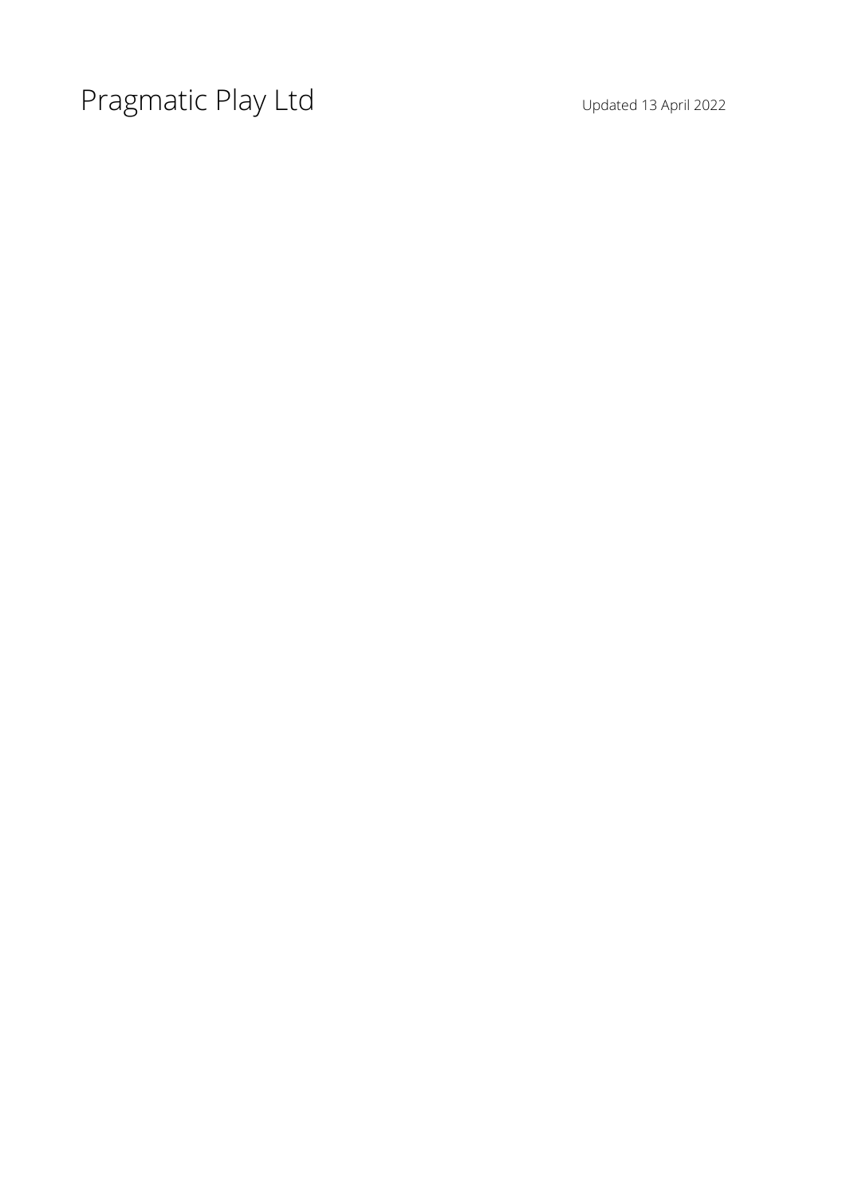# Pragmatic Play Ltd

Updated 13 April 2022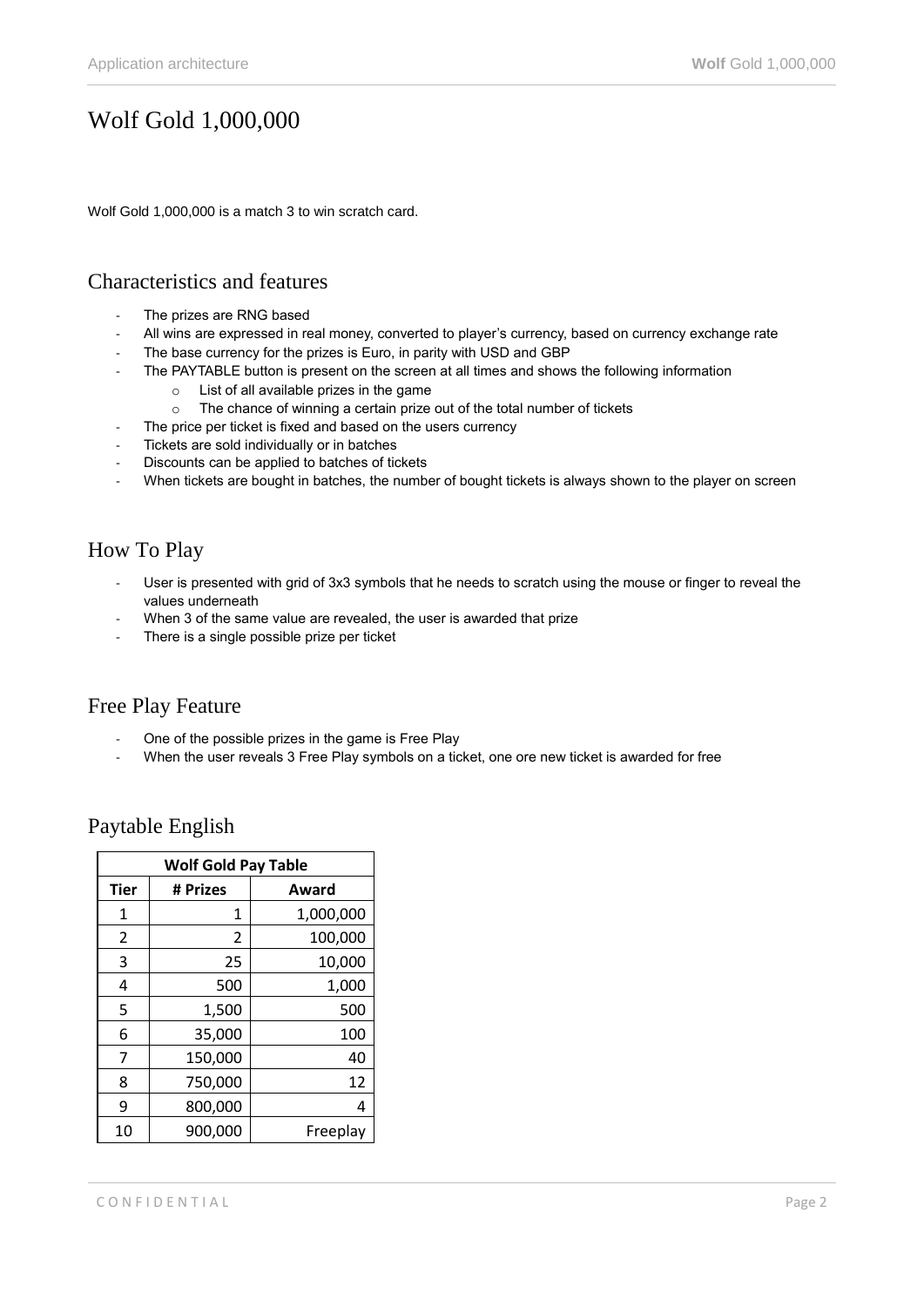# Wolf Gold 1,000,000

Wolf Gold 1,000,000 is a match 3 to win scratch card.

## Characteristics and features

- The prizes are RNG based
- All wins are expressed in real money, converted to player's currency, based on currency exchange rate
- The base currency for the prizes is Euro, in parity with USD and GBP
- The PAYTABLE button is present on the screen at all times and shows the following information
  - List of all available prizes in the game
  - The chance of winning a certain prize out of the total number of tickets
- The price per ticket is fixed and based on the users currency
- Tickets are sold individually or in batches
- Discounts can be applied to batches of tickets
- When tickets are bought in batches, the number of bought tickets is always shown to the player on screen

## How To Play

- User is presented with grid of 3x3 symbols that he needs to scratch using the mouse or finger to reveal the values underneath
- When 3 of the same value are revealed, the user is awarded that prize
- There is a single possible prize per ticket

## Free Play Feature

- One of the possible prizes in the game is Free Play
- When the user reveals 3 Free Play symbols on a ticket, one ore new ticket is awarded for free

## Paytable English

| Wolf Gold Pay Table | | |
|---|---|---|
| **Tier** | **# Prizes** | **Award** |
| 1 | 1 | 1,000,000 |
| 2 | 2 | 100,000 |
| 3 | 25 | 10,000 |
| 4 | 500 | 1,000 |
| 5 | 1,500 | 500 |
| 6 | 35,000 | 100 |
| 7 | 150,000 | 40 |
| 8 | 750,000 | 12 |
| 9 | 800,000 | 4 |
| 10 | 900,000 | Freeplay |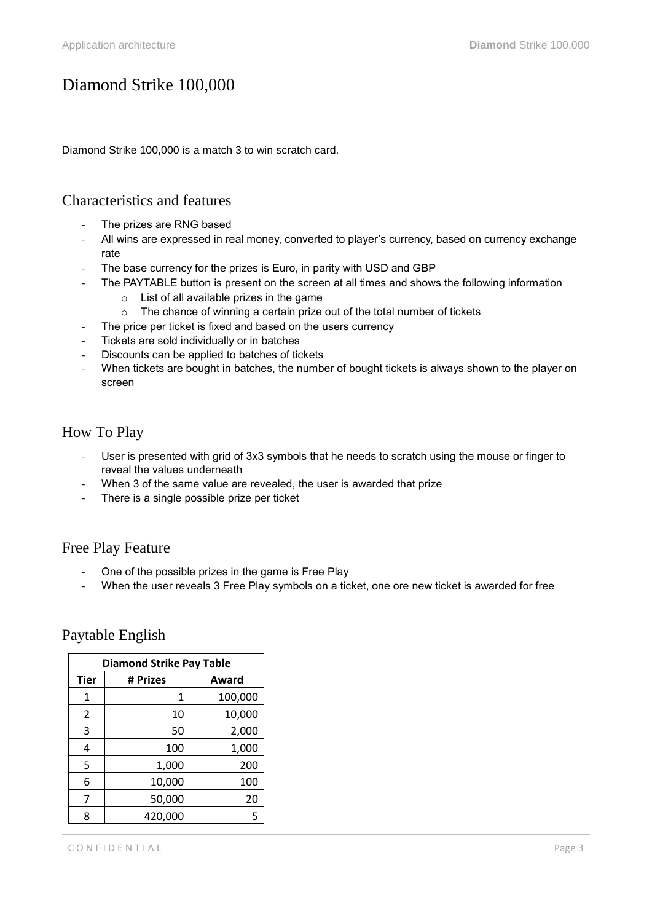# Diamond Strike 100,000

Diamond Strike 100,000 is a match 3 to win scratch card.

## Characteristics and features

- The prizes are RNG based
- All wins are expressed in real money, converted to player's currency, based on currency exchange rate
- The base currency for the prizes is Euro, in parity with USD and GBP
- The PAYTABLE button is present on the screen at all times and shows the following information
  - List of all available prizes in the game
  - The chance of winning a certain prize out of the total number of tickets
- The price per ticket is fixed and based on the users currency
- Tickets are sold individually or in batches
- Discounts can be applied to batches of tickets
- When tickets are bought in batches, the number of bought tickets is always shown to the player on screen

## How To Play

- User is presented with grid of 3x3 symbols that he needs to scratch using the mouse or finger to reveal the values underneath
- When 3 of the same value are revealed, the user is awarded that prize
- There is a single possible prize per ticket

## Free Play Feature

- One of the possible prizes in the game is Free Play
- When the user reveals 3 Free Play symbols on a ticket, one ore new ticket is awarded for free

## Paytable English

| Diamond Strike Pay Table | | |
|---|---|---|
| Tier | # Prizes | Award |
| 1 | 1 | 100,000 |
| 2 | 10 | 10,000 |
| 3 | 50 | 2,000 |
| 4 | 100 | 1,000 |
| 5 | 1,000 | 200 |
| 6 | 10,000 | 100 |
| 7 | 50,000 | 20 |
| 8 | 420,000 | 5 |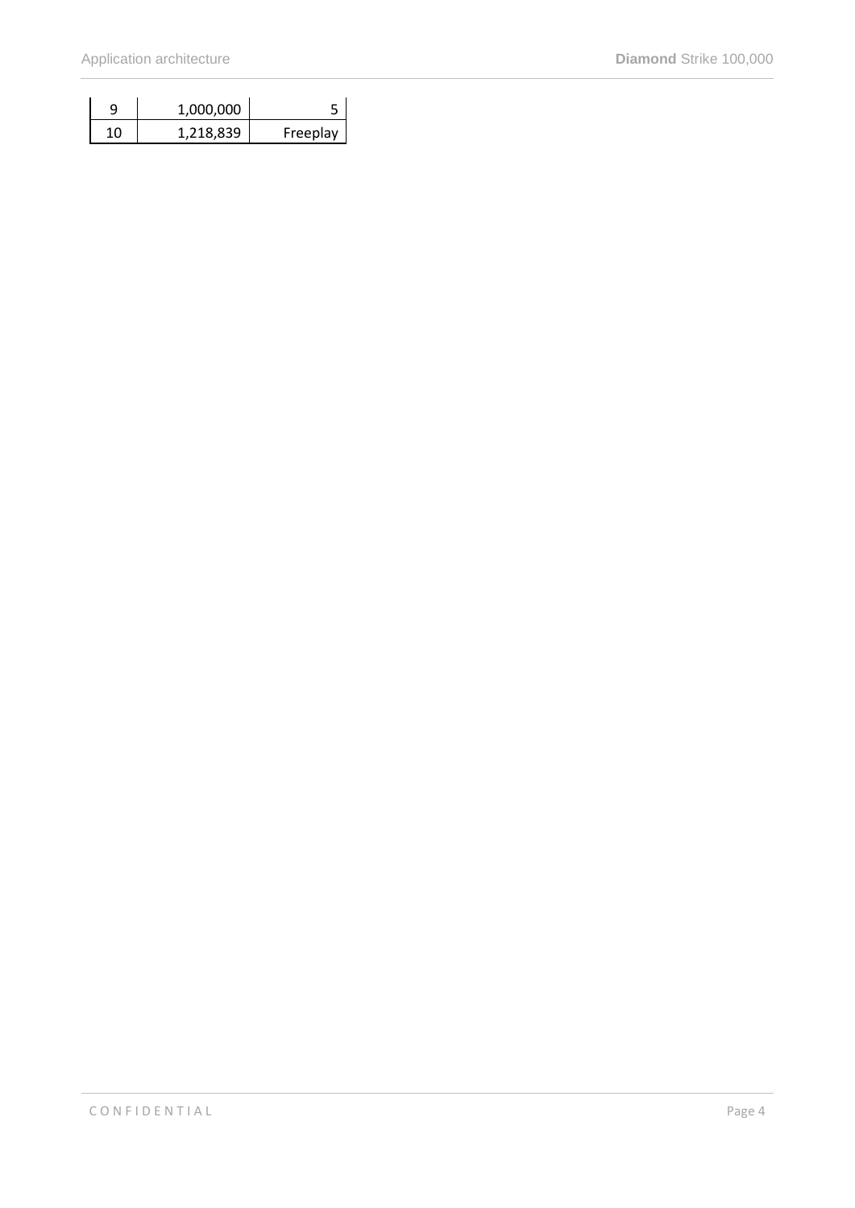| | | |
|---|---|---|
| 9 | 1,000,000 | 5 |
| 10 | 1,218,839 | Freeplay |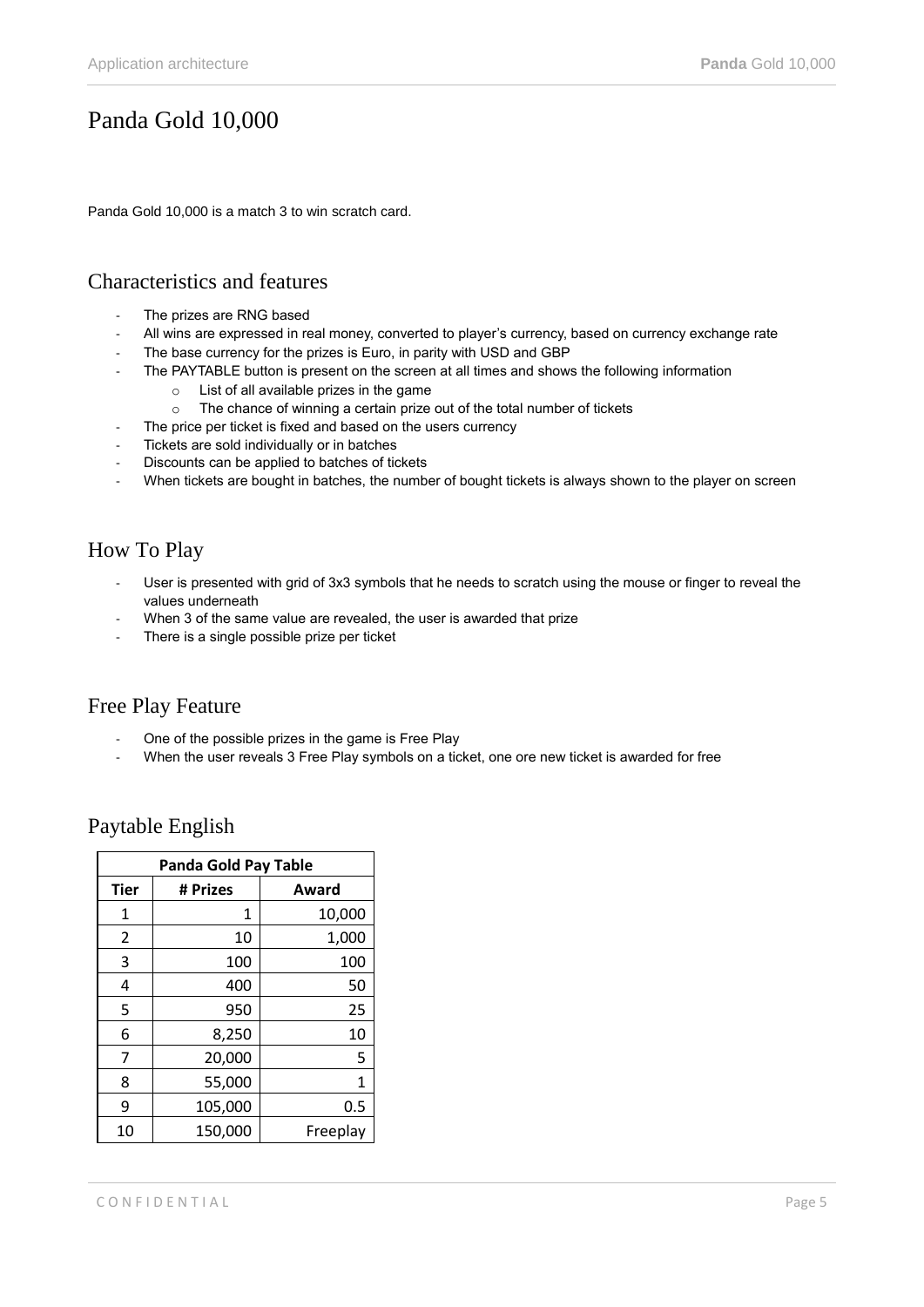# Panda Gold 10,000

Panda Gold 10,000 is a match 3 to win scratch card.

## Characteristics and features

- The prizes are RNG based
- All wins are expressed in real money, converted to player's currency, based on currency exchange rate
- The base currency for the prizes is Euro, in parity with USD and GBP
- The PAYTABLE button is present on the screen at all times and shows the following information
    - List of all available prizes in the game
    - The chance of winning a certain prize out of the total number of tickets
- The price per ticket is fixed and based on the users currency
- Tickets are sold individually or in batches
- Discounts can be applied to batches of tickets
- When tickets are bought in batches, the number of bought tickets is always shown to the player on screen

## How To Play

- User is presented with grid of 3x3 symbols that he needs to scratch using the mouse or finger to reveal the values underneath
- When 3 of the same value are revealed, the user is awarded that prize
- There is a single possible prize per ticket

## Free Play Feature

- One of the possible prizes in the game is Free Play
- When the user reveals 3 Free Play symbols on a ticket, one ore new ticket is awarded for free

## Paytable English

| Panda Gold Pay Table | | |
|---|---|---|
| **Tier** | **# Prizes** | **Award** |
| 1 | 1 | 10,000 |
| 2 | 10 | 1,000 |
| 3 | 100 | 100 |
| 4 | 400 | 50 |
| 5 | 950 | 25 |
| 6 | 8,250 | 10 |
| 7 | 20,000 | 5 |
| 8 | 55,000 | 1 |
| 9 | 105,000 | 0.5 |
| 10 | 150,000 | Freeplay |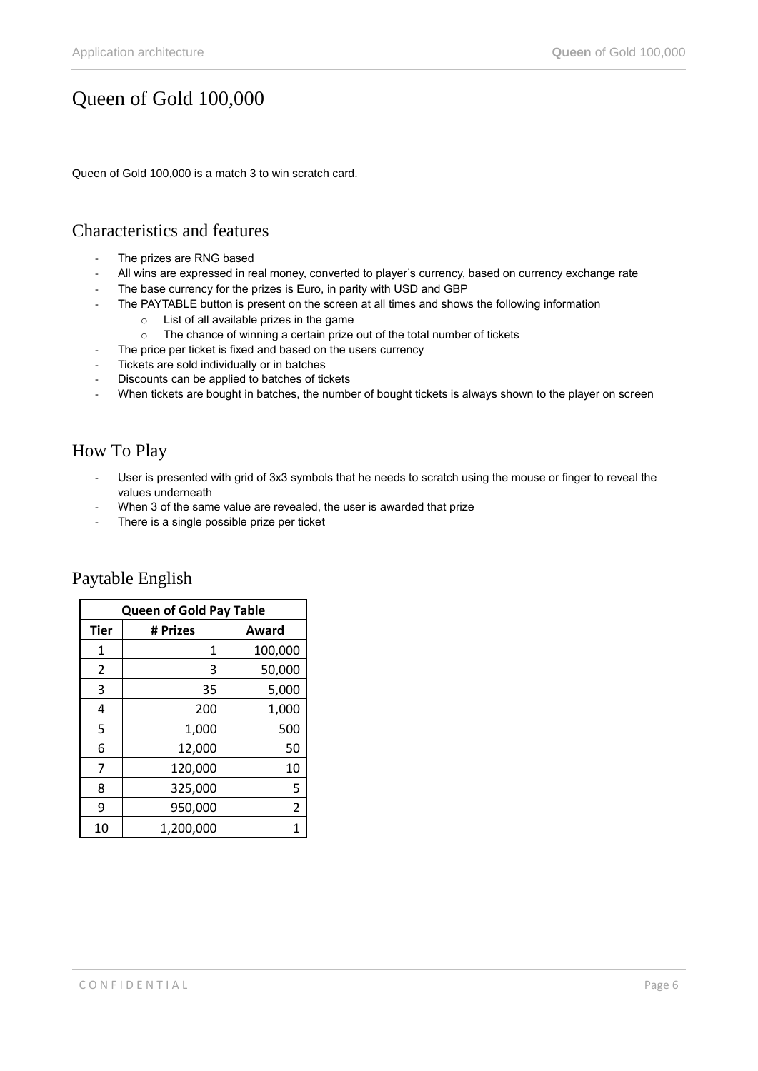# Queen of Gold 100,000

Queen of Gold 100,000 is a match 3 to win scratch card.

## Characteristics and features

- The prizes are RNG based
- All wins are expressed in real money, converted to player's currency, based on currency exchange rate
- The base currency for the prizes is Euro, in parity with USD and GBP
- The PAYTABLE button is present on the screen at all times and shows the following information
  - List of all available prizes in the game
  - The chance of winning a certain prize out of the total number of tickets
- The price per ticket is fixed and based on the users currency
- Tickets are sold individually or in batches
- Discounts can be applied to batches of tickets
- When tickets are bought in batches, the number of bought tickets is always shown to the player on screen

## How To Play

- User is presented with grid of 3x3 symbols that he needs to scratch using the mouse or finger to reveal the values underneath
- When 3 of the same value are revealed, the user is awarded that prize
- There is a single possible prize per ticket

## Paytable English

| Queen of Gold Pay Table | | |
|---|---|---|
| **Tier** | **# Prizes** | **Award** |
| 1 | 1 | 100,000 |
| 2 | 3 | 50,000 |
| 3 | 35 | 5,000 |
| 4 | 200 | 1,000 |
| 5 | 1,000 | 500 |
| 6 | 12,000 | 50 |
| 7 | 120,000 | 10 |
| 8 | 325,000 | 5 |
| 9 | 950,000 | 2 |
| 10 | 1,200,000 | 1 |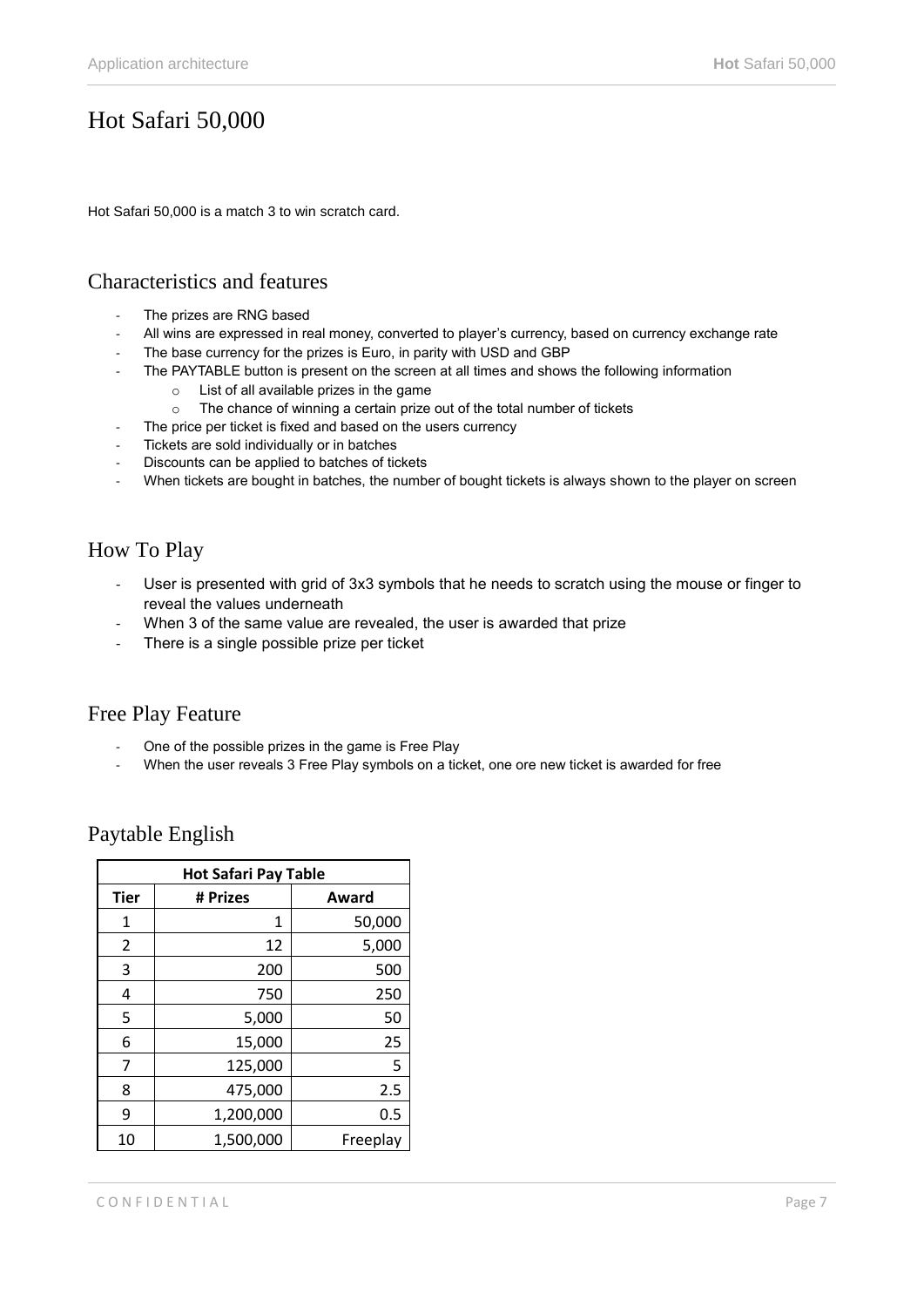# Hot Safari 50,000

Hot Safari 50,000 is a match 3 to win scratch card.

## Characteristics and features

- The prizes are RNG based
- All wins are expressed in real money, converted to player's currency, based on currency exchange rate
- The base currency for the prizes is Euro, in parity with USD and GBP
- The PAYTABLE button is present on the screen at all times and shows the following information
    - List of all available prizes in the game
    - The chance of winning a certain prize out of the total number of tickets
- The price per ticket is fixed and based on the users currency
- Tickets are sold individually or in batches
- Discounts can be applied to batches of tickets
- When tickets are bought in batches, the number of bought tickets is always shown to the player on screen

## How To Play

- User is presented with grid of 3x3 symbols that he needs to scratch using the mouse or finger to reveal the values underneath
- When 3 of the same value are revealed, the user is awarded that prize
- There is a single possible prize per ticket

## Free Play Feature

- One of the possible prizes in the game is Free Play
- When the user reveals 3 Free Play symbols on a ticket, one ore new ticket is awarded for free

## Paytable English

| Hot Safari Pay Table | | |
|---|---|---|
| **Tier** | **# Prizes** | **Award** |
| 1 | 1 | 50,000 |
| 2 | 12 | 5,000 |
| 3 | 200 | 500 |
| 4 | 750 | 250 |
| 5 | 5,000 | 50 |
| 6 | 15,000 | 25 |
| 7 | 125,000 | 5 |
| 8 | 475,000 | 2.5 |
| 9 | 1,200,000 | 0.5 |
| 10 | 1,500,000 | Freeplay |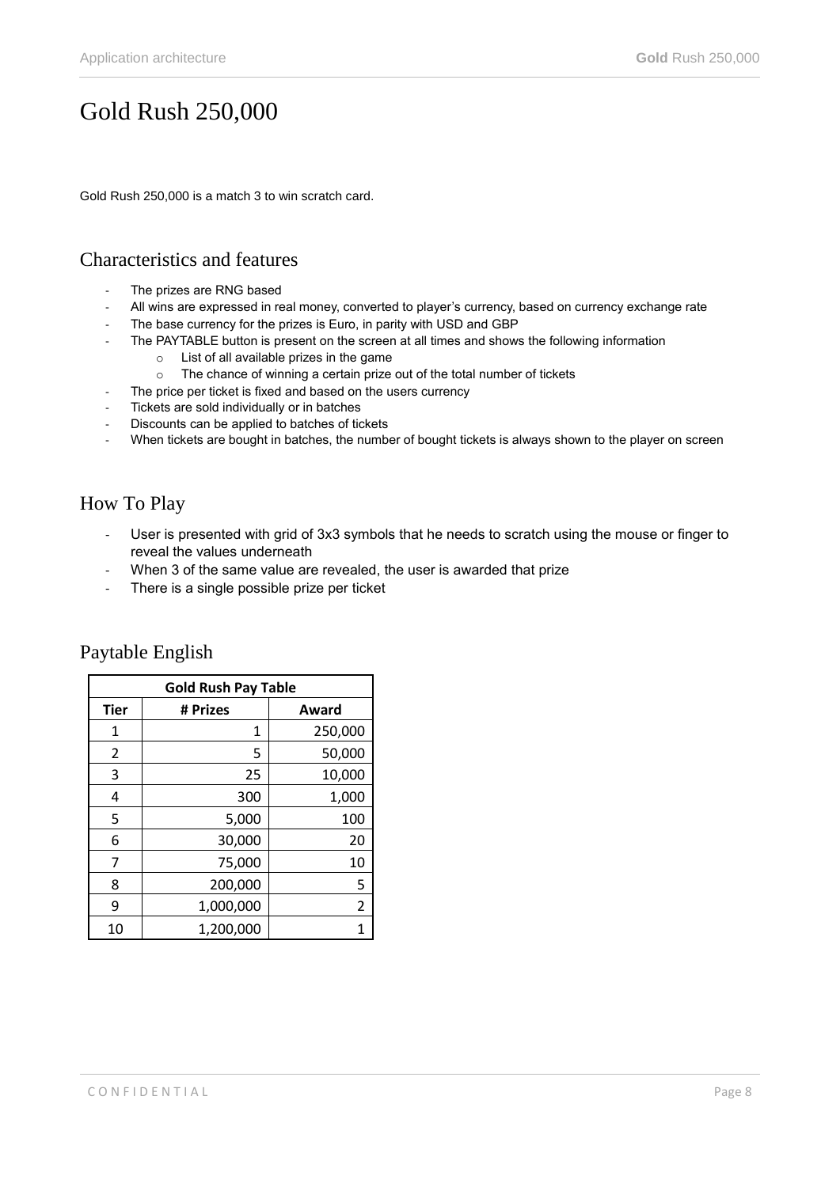# Gold Rush 250,000

Gold Rush 250,000 is a match 3 to win scratch card.

## Characteristics and features

- The prizes are RNG based
- All wins are expressed in real money, converted to player's currency, based on currency exchange rate
- The base currency for the prizes is Euro, in parity with USD and GBP
- The PAYTABLE button is present on the screen at all times and shows the following information
  - List of all available prizes in the game
  - The chance of winning a certain prize out of the total number of tickets
- The price per ticket is fixed and based on the users currency
- Tickets are sold individually or in batches
- Discounts can be applied to batches of tickets
- When tickets are bought in batches, the number of bought tickets is always shown to the player on screen

## How To Play

- User is presented with grid of 3x3 symbols that he needs to scratch using the mouse or finger to reveal the values underneath
- When 3 of the same value are revealed, the user is awarded that prize
- There is a single possible prize per ticket

## Paytable English

| Gold Rush Pay Table | | |
|---|---|---|
| **Tier** | **# Prizes** | **Award** |
| 1 | 1 | 250,000 |
| 2 | 5 | 50,000 |
| 3 | 25 | 10,000 |
| 4 | 300 | 1,000 |
| 5 | 5,000 | 100 |
| 6 | 30,000 | 20 |
| 7 | 75,000 | 10 |
| 8 | 200,000 | 5 |
| 9 | 1,000,000 | 2 |
| 10 | 1,200,000 | 1 |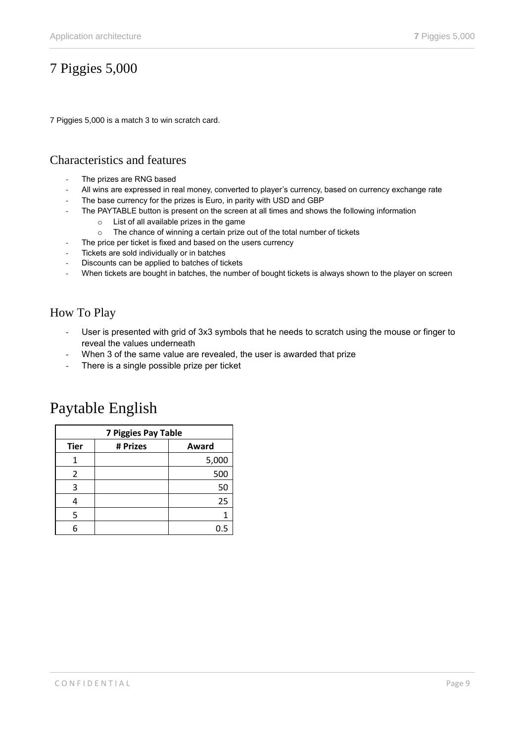# 7 Piggies 5,000

7 Piggies 5,000 is a match 3 to win scratch card.

## Characteristics and features

- The prizes are RNG based
- All wins are expressed in real money, converted to player's currency, based on currency exchange rate
- The base currency for the prizes is Euro, in parity with USD and GBP
- The PAYTABLE button is present on the screen at all times and shows the following information
  - List of all available prizes in the game
  - The chance of winning a certain prize out of the total number of tickets
- The price per ticket is fixed and based on the users currency
- Tickets are sold individually or in batches
- Discounts can be applied to batches of tickets
- When tickets are bought in batches, the number of bought tickets is always shown to the player on screen

## How To Play

- User is presented with grid of 3x3 symbols that he needs to scratch using the mouse or finger to reveal the values underneath
- When 3 of the same value are revealed, the user is awarded that prize
- There is a single possible prize per ticket

# Paytable English

| 7 Piggies Pay Table | | |
|---|---|---|
| **Tier** | **# Prizes** | **Award** |
| 1 | | 5,000 |
| 2 | | 500 |
| 3 | | 50 |
| 4 | | 25 |
| 5 | | 1 |
| 6 | | 0.5 |